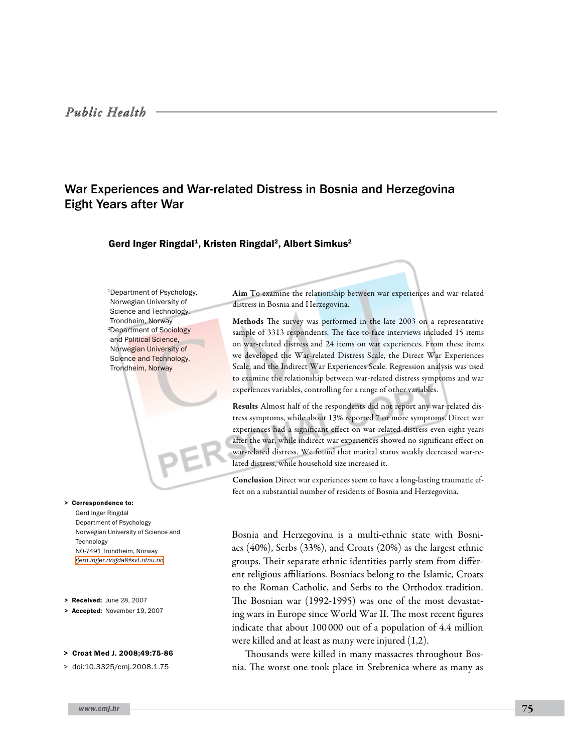Public Health

# War Experiences and War-related Distress in Bosnia and Herzegovina Eight Years after War

**Gerd Inger Ringdal[1], Kristen Ringdal[2], Albert Simkus[2]**

[1]Department of Psychology, Norwegian University of Science and Technology, Trondheim, Norway
[2]Department of Sociology and Political Science, Norwegian University of Science and Technology, Trondheim, Norway

**Aim** To examine the relationship between war experiences and war-related distress in Bosnia and Herzegovina.

**Methods** The survey was performed in the late 2003 on a representative sample of 3313 respondents. The face-to-face interviews included 15 items on war-related distress and 24 items on war experiences. From these items we developed the War-related Distress Scale, the Direct War Experiences Scale, and the Indirect War Experiences Scale. Regression analysis was used to examine the relationship between war-related distress symptoms and war experiences variables, controlling for a range of other variables.

**Results** Almost half of the respondents did not report any war-related distress symptoms, while about 13% reported 7 or more symptoms. Direct war experiences had a significant effect on war-related distress even eight years after the war, while indirect war experiences showed no significant effect on war-related distress. We found that marital status weakly decreased war-related distress, while household size increased it.

**Conclusion** Direct war experiences seem to have a long-lasting traumatic effect on a substantial number of residents of Bosnia and Herzegovina.

> **Correspondence to:**
Gerd Inger Ringdal
Department of Psychology
Norwegian University of Science and Technology
NO-7491 Trondheim, Norway
gerd.inger.ringdal@svt.ntnu.no

> **Received:** June 28, 2007
> **Accepted:** November 19, 2007

> **Croat Med J. 2008;49:75-86**
> doi:10.3325/cmj.2008.1.75

Bosnia and Herzegovina is a multi-ethnic state with Bosniacs (40%), Serbs (33%), and Croats (20%) as the largest ethnic groups. Their separate ethnic identities partly stem from different religious affiliations. Bosniacs belong to the Islamic, Croats to the Roman Catholic, and Serbs to the Orthodox tradition. The Bosnian war (1992-1995) was one of the most devastating wars in Europe since World War II. The most recent figures indicate that about 100 000 out of a population of 4.4 million were killed and at least as many were injured (1,2).

Thousands were killed in many massacres throughout Bosnia. The worst one took place in Srebrenica where as many as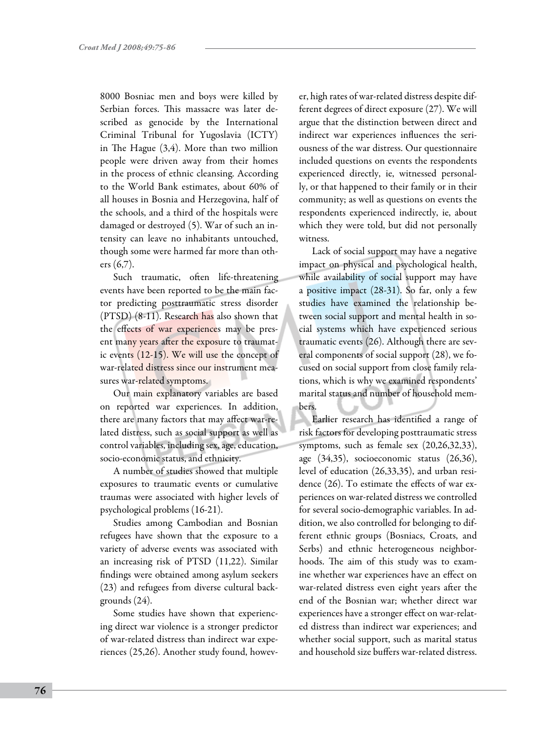8000 Bosniac men and boys were killed by Serbian forces. This massacre was later described as genocide by the International Criminal Tribunal for Yugoslavia (ICTY) in The Hague (3,4). More than two million people were driven away from their homes in the process of ethnic cleansing. According to the World Bank estimates, about 60% of all houses in Bosnia and Herzegovina, half of the schools, and a third of the hospitals were damaged or destroyed (5). War of such an intensity can leave no inhabitants untouched, though some were harmed far more than others (6,7).

Such traumatic, often life-threatening events have been reported to be the main factor predicting posttraumatic stress disorder (PTSD) (8-11). Research has also shown that the effects of war experiences may be present many years after the exposure to traumatic events (12-15). We will use the concept of war-related distress since our instrument measures war-related symptoms.

Our main explanatory variables are based on reported war experiences. In addition, there are many factors that may affect war-related distress, such as social support as well as control variables, including sex, age, education, socio-economic status, and ethnicity.

A number of studies showed that multiple exposures to traumatic events or cumulative traumas were associated with higher levels of psychological problems (16-21).

Studies among Cambodian and Bosnian refugees have shown that the exposure to a variety of adverse events was associated with an increasing risk of PTSD (11,22). Similar findings were obtained among asylum seekers (23) and refugees from diverse cultural backgrounds (24).

Some studies have shown that experiencing direct war violence is a stronger predictor of war-related distress than indirect war experiences (25,26). Another study found, however, high rates of war-related distress despite different degrees of direct exposure (27). We will argue that the distinction between direct and indirect war experiences influences the seriousness of the war distress. Our questionnaire included questions on events the respondents experienced directly, ie, witnessed personally, or that happened to their family or in their community; as well as questions on events the respondents experienced indirectly, ie, about which they were told, but did not personally witness.

Lack of social support may have a negative impact on physical and psychological health, while availability of social support may have a positive impact (28-31). So far, only a few studies have examined the relationship between social support and mental health in social systems which have experienced serious traumatic events (26). Although there are several components of social support (28), we focused on social support from close family relations, which is why we examined respondents' marital status and number of household members.

Earlier research has identified a range of risk factors for developing posttraumatic stress symptoms, such as female sex (20,26,32,33), age (34,35), socioeconomic status (26,36), level of education (26,33,35), and urban residence (26). To estimate the effects of war experiences on war-related distress we controlled for several socio-demographic variables. In addition, we also controlled for belonging to different ethnic groups (Bosniacs, Croats, and Serbs) and ethnic heterogeneous neighborhoods. The aim of this study was to examine whether war experiences have an effect on war-related distress even eight years after the end of the Bosnian war; whether direct war experiences have a stronger effect on war-related distress than indirect war experiences; and whether social support, such as marital status and household size buffers war-related distress.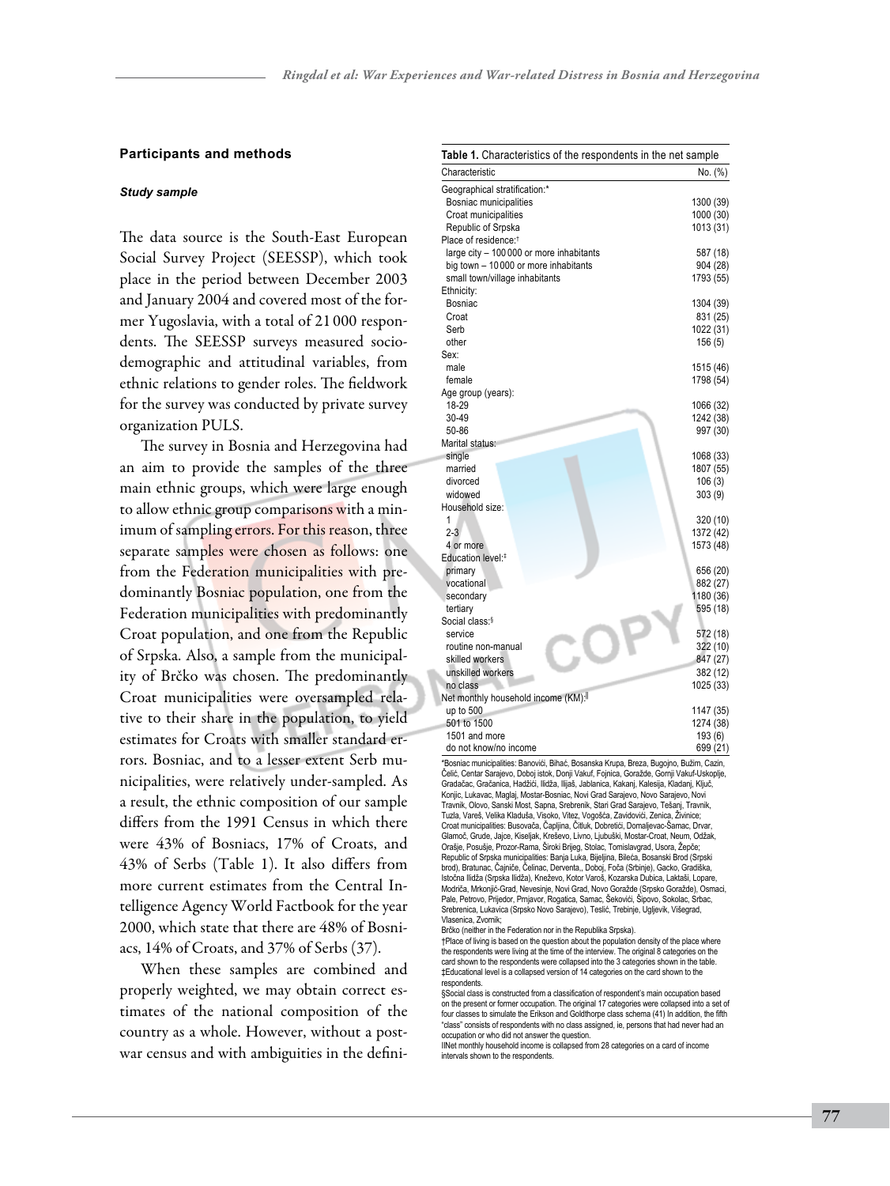## Participants and methods

### *Study sample*

The data source is the South-East European Social Survey Project (SEESSP), which took place in the period between December 2003 and January 2004 and covered most of the former Yugoslavia, with a total of 21 000 respondents. The SEESSP surveys measured sociodemographic and attitudinal variables, from ethnic relations to gender roles. The fieldwork for the survey was conducted by private survey organization PULS.

The survey in Bosnia and Herzegovina had an aim to provide the samples of the three main ethnic groups, which were large enough to allow ethnic group comparisons with a minimum of sampling errors. For this reason, three separate samples were chosen as follows: one from the Federation municipalities with predominantly Bosniac population, one from the Federation municipalities with predominantly Croat population, and one from the Republic of Srpska. Also, a sample from the municipality of Brčko was chosen. The predominantly Croat municipalities were oversampled relative to their share in the population, to yield estimates for Croats with smaller standard errors. Bosniac, and to a lesser extent Serb municipalities, were relatively under-sampled. As a result, the ethnic composition of our sample differs from the 1991 Census in which there were 43% of Bosniacs, 17% of Croats, and 43% of Serbs (Table 1). It also differs from more current estimates from the Central Intelligence Agency World Factbook for the year 2000, which state that there are 48% of Bosniacs, 14% of Croats, and 37% of Serbs (37).

When these samples are combined and properly weighted, we may obtain correct estimates of the national composition of the country as a whole. However, without a postwar census and with ambiguities in the defini-

**Table 1.** Characteristics of the respondents in the net sample

| Characteristic | No. (%) |
|---|---|
| Geographical stratification:* | |
| Bosniac municipalities | 1300 (39) |
| Croat municipalities | 1000 (30) |
| Republic of Srpska | 1013 (31) |
| Place of residence:† | |
| large city – 100 000 or more inhabitants | 587 (18) |
| big town – 10 000 or more inhabitants | 904 (28) |
| small town/village inhabitants | 1793 (55) |
| Ethnicity: | |
| Bosniac | 1304 (39) |
| Croat | 831 (25) |
| Serb | 1022 (31) |
| other | 156 (5) |
| Sex: | |
| male | 1515 (46) |
| female | 1798 (54) |
| Age group (years): | |
| 18-29 | 1066 (32) |
| 30-49 | 1242 (38) |
| 50-86 | 997 (30) |
| Marital status: | |
| single | 1068 (33) |
| married | 1807 (55) |
| divorced | 106 (3) |
| widowed | 303 (9) |
| Household size: | |
| 1 | 320 (10) |
| 2-3 | 1372 (42) |
| 4 or more | 1573 (48) |
| Education level:‡ | |
| primary | 656 (20) |
| vocational | 882 (27) |
| secondary | 1180 (36) |
| tertiary | 595 (18) |
| Social class:§ | |
| service | 572 (18) |
| routine non-manual | 322 (10) |
| skilled workers | 847 (27) |
| unskilled workers | 382 (12) |
| no class | 1025 (33) |
| Net monthly household income (KM):‖ | |
| up to 500 | 1147 (35) |
| 501 to 1500 | 1274 (38) |
| 1501 and more | 193 (6) |
| do not know/no income | 699 (21) |

*Bosniac municipalities: Banovići, Bihać, Bosanska Krupa, Breza, Bugojno, Bužim, Cazin, Čelić, Centar Sarajevo, Doboj istok, Donji Vakuf, Fojnica, Goražde, Gornji Vakuf-Uskoplje, Gradačac, Gračanica, Hadžići, Ilidža, Ilijaš, Jablanica, Kakanj, Kalesija, Kladanj, Ključ, Konjic, Lukavac, Maglaj, Mostar-Bosniac, Novi Grad Sarajevo, Novo Sarajevo, Novi Travnik, Olovo, Sanski Most, Sapna, Srebrenik, Stari Grad Sarajevo, Tešanj, Travnik, Tuzla, Vareš, Velika Kladuša, Visoko, Vitez, Vogošća, Zavidovići, Zenica, Živinice; Croat municipalities: Busovača, Čapljina, Čitluk, Dobretići, Domaljevac-Šamac, Drvar, Glamoč, Grude, Jajce, Kiseljak, Kreševo, Livno, Ljubuški, Mostar-Croat, Neum, Odžak, Orašje, Posušje, Prozor-Rama, Široki Brijeg, Stolac, Tomislavgrad, Usora, Žepče; Republic of Srpska municipalities: Banja Luka, Bijeljina, Bileća, Bosanski Brod (Srpski brod), Bratunac, Čajniče, Čelinac, Derventa,, Doboj, Foča (Srbinje), Gacko, Gradiška, Istočna Ilidža (Srpska Ilidža), Kneževo, Kotor Varoš, Kozarska Dubica, Laktaši, Lopare, Modriča, Mrkonjić-Grad, Nevesinje, Novi Grad, Novo Goražde (Srpsko Goražde), Osmaci, Pale, Petrovo, Prijedor, Prnjavor, Rogatica, Samac, Šekovići, Šipovo, Sokolac, Srbac, Srebrenica, Lukavica (Srpsko Novo Sarajevo), Teslić, Trebinje, Ugljevik, Višegrad, Vlasenica, Zvornik;
Brčko (neither in the Federation nor in the Republika Srpska).
†Place of living is based on the question about the population density of the place where the respondents were living at the time of the interview. The original 8 categories on the card shown to the respondents were collapsed into the 3 categories shown in the table.
‡Educational level is a collapsed version of 14 categories on the card shown to the respondents.
§Social class is constructed from a classification of respondent's main occupation based on the present or former occupation. The original 17 categories were collapsed into a set of four classes to simulate the Erikson and Goldthorpe class schema (41) In addition, the fifth "class" consists of respondents with no class assigned, ie, persons that had never had an occupation or who did not answer the question.
‖Net monthly household income is collapsed from 28 categories on a card of income intervals shown to the respondents.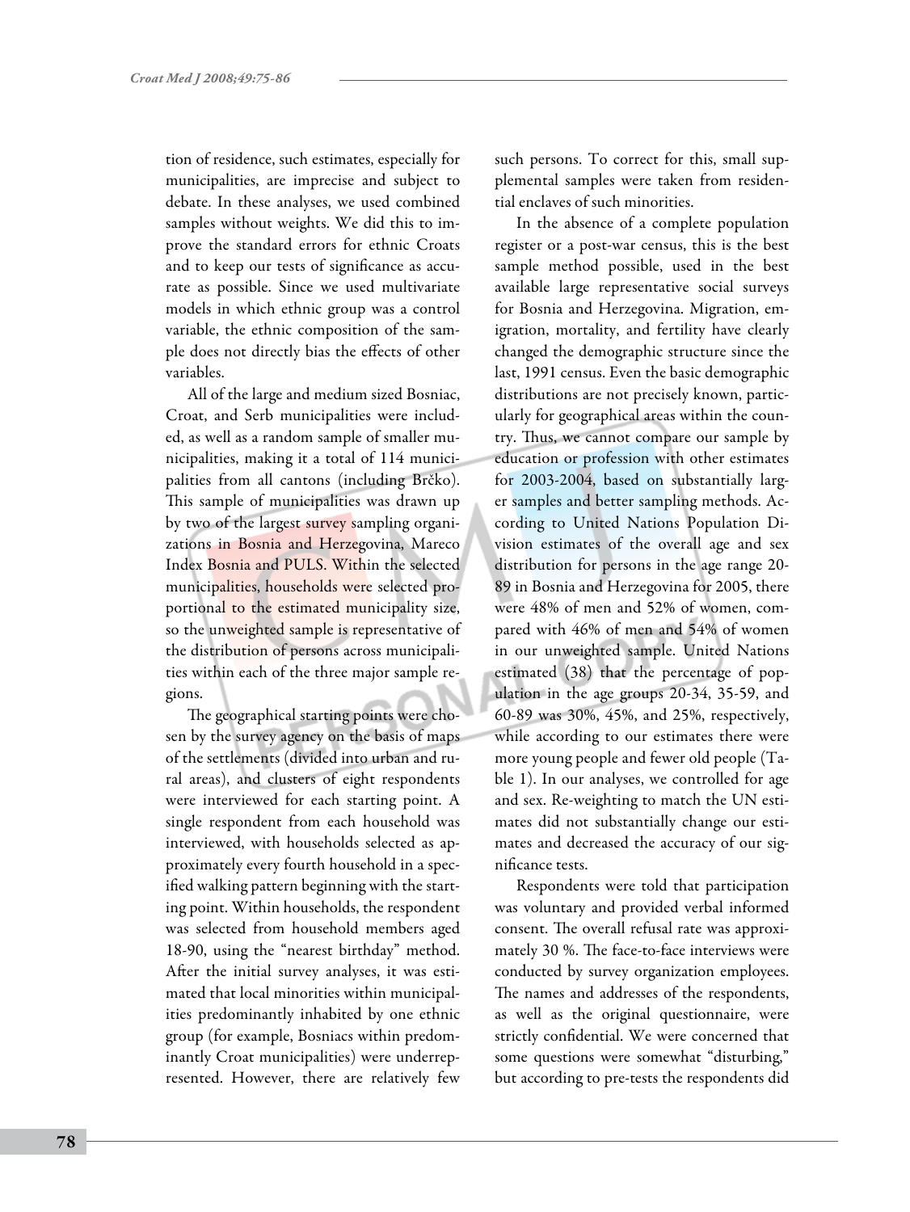tion of residence, such estimates, especially for municipalities, are imprecise and subject to debate. In these analyses, we used combined samples without weights. We did this to improve the standard errors for ethnic Croats and to keep our tests of significance as accurate as possible. Since we used multivariate models in which ethnic group was a control variable, the ethnic composition of the sample does not directly bias the effects of other variables.

All of the large and medium sized Bosniac, Croat, and Serb municipalities were included, as well as a random sample of smaller municipalities, making it a total of 114 municipalities from all cantons (including Brčko). This sample of municipalities was drawn up by two of the largest survey sampling organizations in Bosnia and Herzegovina, Mareco Index Bosnia and PULS. Within the selected municipalities, households were selected proportional to the estimated municipality size, so the unweighted sample is representative of the distribution of persons across municipalities within each of the three major sample regions.

The geographical starting points were chosen by the survey agency on the basis of maps of the settlements (divided into urban and rural areas), and clusters of eight respondents were interviewed for each starting point. A single respondent from each household was interviewed, with households selected as approximately every fourth household in a specified walking pattern beginning with the starting point. Within households, the respondent was selected from household members aged 18-90, using the "nearest birthday" method. After the initial survey analyses, it was estimated that local minorities within municipalities predominantly inhabited by one ethnic group (for example, Bosniacs within predominantly Croat municipalities) were underrepresented. However, there are relatively few such persons. To correct for this, small supplemental samples were taken from residential enclaves of such minorities.

In the absence of a complete population register or a post-war census, this is the best sample method possible, used in the best available large representative social surveys for Bosnia and Herzegovina. Migration, emigration, mortality, and fertility have clearly changed the demographic structure since the last, 1991 census. Even the basic demographic distributions are not precisely known, particularly for geographical areas within the country. Thus, we cannot compare our sample by education or profession with other estimates for 2003-2004, based on substantially larger samples and better sampling methods. According to United Nations Population Division estimates of the overall age and sex distribution for persons in the age range 20-89 in Bosnia and Herzegovina for 2005, there were 48% of men and 52% of women, compared with 46% of men and 54% of women in our unweighted sample. United Nations estimated (38) that the percentage of population in the age groups 20-34, 35-59, and 60-89 was 30%, 45%, and 25%, respectively, while according to our estimates there were more young people and fewer old people (Table 1). In our analyses, we controlled for age and sex. Re-weighting to match the UN estimates did not substantially change our estimates and decreased the accuracy of our significance tests.

Respondents were told that participation was voluntary and provided verbal informed consent. The overall refusal rate was approximately 30 %. The face-to-face interviews were conducted by survey organization employees. The names and addresses of the respondents, as well as the original questionnaire, were strictly confidential. We were concerned that some questions were somewhat "disturbing," but according to pre-tests the respondents did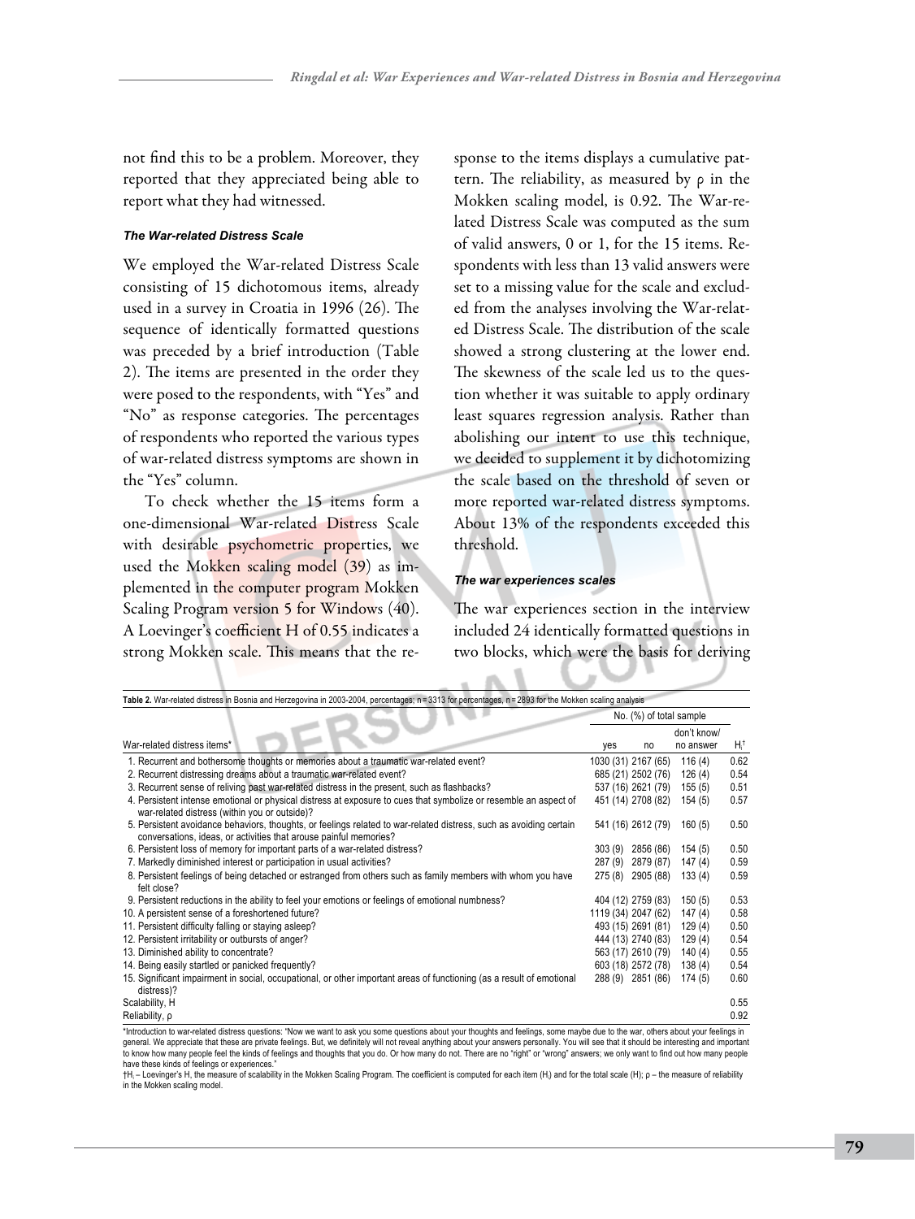not find this to be a problem. Moreover, they reported that they appreciated being able to report what they had witnessed.

#### *The War-related Distress Scale*

We employed the War-related Distress Scale consisting of 15 dichotomous items, already used in a survey in Croatia in 1996 (26). The sequence of identically formatted questions was preceded by a brief introduction (Table 2). The items are presented in the order they were posed to the respondents, with "Yes" and "No" as response categories. The percentages of respondents who reported the various types of war-related distress symptoms are shown in the "Yes" column.

To check whether the 15 items form a one-dimensional War-related Distress Scale with desirable psychometric properties, we used the Mokken scaling model (39) as implemented in the computer program Mokken Scaling Program version 5 for Windows (40). A Loevinger's coefficient H of 0.55 indicates a strong Mokken scale. This means that the response to the items displays a cumulative pattern. The reliability, as measured by ρ in the Mokken scaling model, is 0.92. The War-related Distress Scale was computed as the sum of valid answers, 0 or 1, for the 15 items. Respondents with less than 13 valid answers were set to a missing value for the scale and excluded from the analyses involving the War-related Distress Scale. The distribution of the scale showed a strong clustering at the lower end. The skewness of the scale led us to the question whether it was suitable to apply ordinary least squares regression analysis. Rather than abolishing our intent to use this technique, we decided to supplement it by dichotomizing the scale based on the threshold of seven or more reported war-related distress symptoms. About 13% of the respondents exceeded this threshold.

#### *The war experiences scales*

The war experiences section in the interview included 24 identically formatted questions in two blocks, which were the basis for deriving

**Table 2.** War-related distress in Bosnia and Herzegovina in 2003-2004, percentages; n = 3313 for percentages, n = 2893 for the Mokken scaling analysis

| War-related distress items* | No. (%) of total sample | | | |
|---|---|---|---|---|
| | yes | no | don't know/ no answer | $H_i$† |
| 1. Recurrent and bothersome thoughts or memories about a traumatic war-related event? | 1030 (31) | 2167 (65) | 116 (4) | 0.62 |
| 2. Recurrent distressing dreams about a traumatic war-related event? | 685 (21) | 2502 (76) | 126 (4) | 0.54 |
| 3. Recurrent sense of reliving past war-related distress in the present, such as flashbacks? | 537 (16) | 2621 (79) | 155 (5) | 0.51 |
| 4. Persistent intense emotional or physical distress at exposure to cues that symbolize or resemble an aspect of war-related distress (within you or outside)? | 451 (14) | 2708 (82) | 154 (5) | 0.57 |
| 5. Persistent avoidance behaviors, thoughts, or feelings related to war-related distress, such as avoiding certain conversations, ideas, or activities that arouse painful memories? | 541 (16) | 2612 (79) | 160 (5) | 0.50 |
| 6. Persistent loss of memory for important parts of a war-related distress? | 303 (9) | 2856 (86) | 154 (5) | 0.50 |
| 7. Markedly diminished interest or participation in usual activities? | 287 (9) | 2879 (87) | 147 (4) | 0.59 |
| 8. Persistent feelings of being detached or estranged from others such as family members with whom you have felt close? | 275 (8) | 2905 (88) | 133 (4) | 0.59 |
| 9. Persistent reductions in the ability to feel your emotions or feelings of emotional numbness? | 404 (12) | 2759 (83) | 150 (5) | 0.53 |
| 10. A persistent sense of a foreshortened future? | 1119 (34) | 2047 (62) | 147 (4) | 0.58 |
| 11. Persistent difficulty falling or staying asleep? | 493 (15) | 2691 (81) | 129 (4) | 0.50 |
| 12. Persistent irritability or outbursts of anger? | 444 (13) | 2740 (83) | 129 (4) | 0.54 |
| 13. Diminished ability to concentrate? | 563 (17) | 2610 (79) | 140 (4) | 0.55 |
| 14. Being easily startled or panicked frequently? | 603 (18) | 2572 (78) | 138 (4) | 0.54 |
| 15. Significant impairment in social, occupational, or other important areas of functioning (as a result of emotional distress)? | 288 (9) | 2851 (86) | 174 (5) | 0.60 |
| Scalability, H | | | | 0.55 |
| Reliability, ρ | | | | 0.92 |

*Introduction to war-related distress questions: "Now we want to ask you some questions about your thoughts and feelings, some maybe due to the war, others about your feelings in general. We appreciate that these are private feelings. But, we definitely will not reveal anything about your answers personally. You will see that it should be interesting and important to know how many people feel the kinds of feelings and thoughts that you do. Or how many do not. There are no "right" or "wrong" answers; we only want to find out how many people have these kinds of feelings or experiences."

†$H_i$ – Loevinger's H, the measure of scalability in the Mokken Scaling Program. The coefficient is computed for each item ($H_i$) and for the total scale (H); ρ – the measure of reliability in the Mokken scaling model.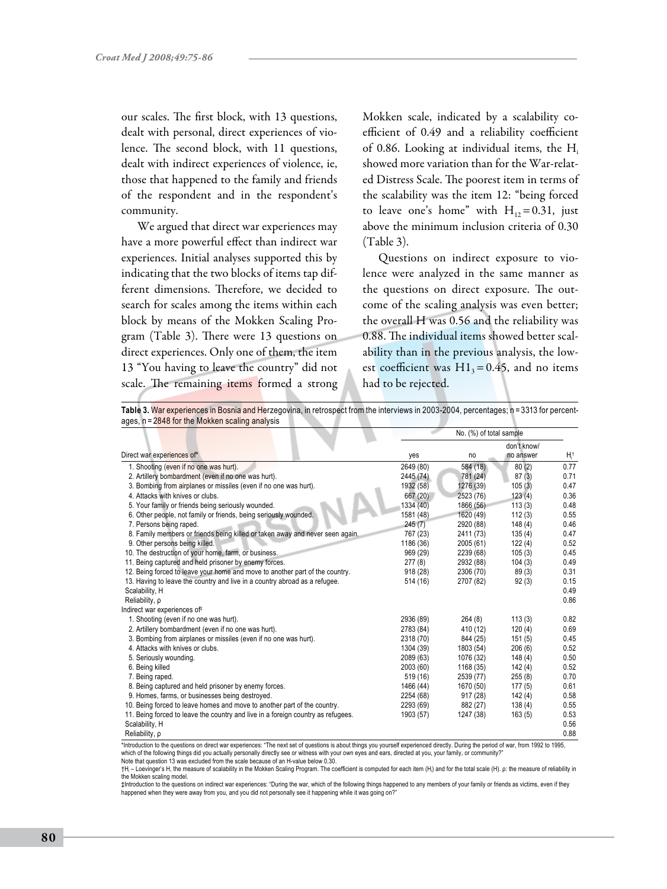our scales. The first block, with 13 questions, dealt with personal, direct experiences of violence. The second block, with 11 questions, dealt with indirect experiences of violence, ie, those that happened to the family and friends of the respondent and in the respondent's community.

We argued that direct war experiences may have a more powerful effect than indirect war experiences. Initial analyses supported this by indicating that the two blocks of items tap different dimensions. Therefore, we decided to search for scales among the items within each block by means of the Mokken Scaling Program (Table 3). There were 13 questions on direct experiences. Only one of them, the item 13 "You having to leave the country" did not scale. The remaining items formed a strong Mokken scale, indicated by a scalability coefficient of 0.49 and a reliability coefficient of 0.86. Looking at individual items, the $H_i$ showed more variation than for the War-related Distress Scale. The poorest item in terms of the scalability was the item 12: "being forced to leave one's home" with $H_{12} = 0.31$, just above the minimum inclusion criteria of 0.30 (Table 3).

Questions on indirect exposure to violence were analyzed in the same manner as the questions on direct exposure. The outcome of the scaling analysis was even better; the overall H was 0.56 and the reliability was 0.88. The individual items showed better scalability than in the previous analysis, the lowest coefficient was $H1_3 = 0.45$, and no items had to be rejected.

**Table 3.** War experiences in Bosnia and Herzegovina, in retrospect from the interviews in 2003-2004, percentages; n = 3313 for percentages, n = 2848 for the Mokken scaling analysis

| | No. (%) of total sample | | | |
|---|---|---|---|---|
| Direct war experiences of* | yes | no | don't know/ no answer | $H_i$† |
| 1. Shooting (even if no one was hurt). | 2649 (80) | 584 (18) | 80 (2) | 0.77 |
| 2. Artillery bombardment (even if no one was hurt). | 2445 (74) | 781 (24) | 87 (3) | 0.71 |
| 3. Bombing from airplanes or missiles (even if no one was hurt). | 1932 (58) | 1276 (39) | 105 (3) | 0.47 |
| 4. Attacks with knives or clubs. | 667 (20) | 2523 (76) | 123 (4) | 0.36 |
| 5. Your family or friends being seriously wounded. | 1334 (40) | 1866 (56) | 113 (3) | 0.48 |
| 6. Other people, not family or friends, being seriously wounded. | 1581 (48) | 1620 (49) | 112 (3) | 0.55 |
| 7. Persons being raped. | 245 (7) | 2920 (88) | 148 (4) | 0.46 |
| 8. Family members or friends being killed or taken away and never seen again. | 767 (23) | 2411 (73) | 135 (4) | 0.47 |
| 9. Other persons being killed. | 1186 (36) | 2005 (61) | 122 (4) | 0.52 |
| 10. The destruction of your home, farm, or business. | 969 (29) | 2239 (68) | 105 (3) | 0.45 |
| 11. Being captured and held prisoner by enemy forces. | 277 (8) | 2932 (88) | 104 (3) | 0.49 |
| 12. Being forced to leave your home and move to another part of the country. | 918 (28) | 2306 (70) | 89 (3) | 0.31 |
| 13. Having to leave the country and live in a country abroad as a refugee. | 514 (16) | 2707 (82) | 92 (3) | 0.15 |
| Scalability, H | | | | 0.49 |
| Reliability, ρ | | | | 0.86 |
| Indirect war experiences of‡ | | | | |
| 1. Shooting (even if no one was hurt). | 2936 (89) | 264 (8) | 113 (3) | 0.82 |
| 2. Artillery bombardment (even if no one was hurt). | 2783 (84) | 410 (12) | 120 (4) | 0.69 |
| 3. Bombing from airplanes or missiles (even if no one was hurt). | 2318 (70) | 844 (25) | 151 (5) | 0.45 |
| 4. Attacks with knives or clubs. | 1304 (39) | 1803 (54) | 206 (6) | 0.52 |
| 5. Seriously wounding. | 2089 (63) | 1076 (32) | 148 (4) | 0.50 |
| 6. Being killed | 2003 (60) | 1168 (35) | 142 (4) | 0.52 |
| 7. Being raped. | 519 (16) | 2539 (77) | 255 (8) | 0.70 |
| 8. Being captured and held prisoner by enemy forces. | 1466 (44) | 1670 (50) | 177 (5) | 0.61 |
| 9. Homes, farms, or businesses being destroyed. | 2254 (68) | 917 (28) | 142 (4) | 0.58 |
| 10. Being forced to leave homes and move to another part of the country. | 2293 (69) | 882 (27) | 138 (4) | 0.55 |
| 11. Being forced to leave the country and live in a foreign country as refugees. | 1903 (57) | 1247 (38) | 163 (5) | 0.53 |
| Scalability, H | | | | 0.56 |
| Reliability, ρ | | | | 0.88 |

*Introduction to the questions on direct war experiences: "The next set of questions is about things you yourself experienced directly. During the period of war, from 1992 to 1995, which of the following things did you actually personally directly see or witness with your own eyes and ears, directed at you, your family, or community?"
Note that question 13 was excluded from the scale because of an H-value below 0.30.
†$H_i$ – Loevinger's H, the measure of scalability in the Mokken Scaling Program. The coefficient is computed for each item ($H_i$) and for the total scale (H). ρ: the measure of reliability in the Mokken scaling model.
‡Introduction to the questions on indirect war experiences: "During the war, which of the following things happened to any members of your family or friends as victims, even if they happened when they were away from you, and you did not personally see it happening while it was going on?"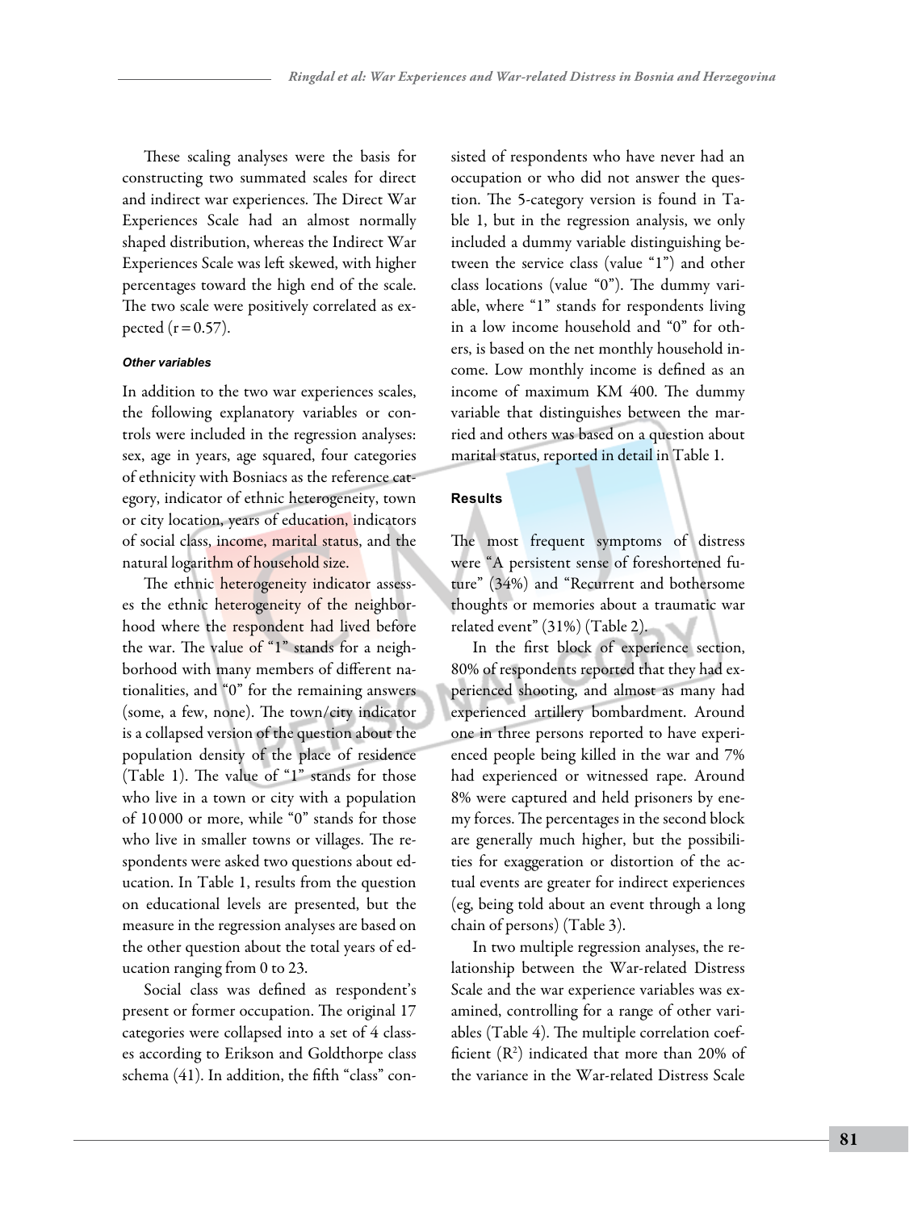These scaling analyses were the basis for constructing two summated scales for direct and indirect war experiences. The Direct War Experiences Scale had an almost normally shaped distribution, whereas the Indirect War Experiences Scale was left skewed, with higher percentages toward the high end of the scale. The two scale were positively correlated as expected ($r = 0.57$).

#### *Other variables*

In addition to the two war experiences scales, the following explanatory variables or controls were included in the regression analyses: sex, age in years, age squared, four categories of ethnicity with Bosniacs as the reference category, indicator of ethnic heterogeneity, town or city location, years of education, indicators of social class, income, marital status, and the natural logarithm of household size.

The ethnic heterogeneity indicator assesses the ethnic heterogeneity of the neighborhood where the respondent had lived before the war. The value of "1" stands for a neighborhood with many members of different nationalities, and "0" for the remaining answers (some, a few, none). The town/city indicator is a collapsed version of the question about the population density of the place of residence (Table 1). The value of "1" stands for those who live in a town or city with a population of 10 000 or more, while "0" stands for those who live in smaller towns or villages. The respondents were asked two questions about education. In Table 1, results from the question on educational levels are presented, but the measure in the regression analyses are based on the other question about the total years of education ranging from 0 to 23.

Social class was defined as respondent's present or former occupation. The original 17 categories were collapsed into a set of 4 classes according to Erikson and Goldthorpe class schema (41). In addition, the fifth "class" consisted of respondents who have never had an occupation or who did not answer the question. The 5-category version is found in Table 1, but in the regression analysis, we only included a dummy variable distinguishing between the service class (value "1") and other class locations (value "0"). The dummy variable, where "1" stands for respondents living in a low income household and "0" for others, is based on the net monthly household income. Low monthly income is defined as an income of maximum KM 400. The dummy variable that distinguishes between the married and others was based on a question about marital status, reported in detail in Table 1.

### Results

The most frequent symptoms of distress were "A persistent sense of foreshortened future" (34%) and "Recurrent and bothersome thoughts or memories about a traumatic war related event" (31%) (Table 2).

In the first block of experience section, 80% of respondents reported that they had experienced shooting, and almost as many had experienced artillery bombardment. Around one in three persons reported to have experienced people being killed in the war and 7% had experienced or witnessed rape. Around 8% were captured and held prisoners by enemy forces. The percentages in the second block are generally much higher, but the possibilities for exaggeration or distortion of the actual events are greater for indirect experiences (eg, being told about an event through a long chain of persons) (Table 3).

In two multiple regression analyses, the relationship between the War-related Distress Scale and the war experience variables was examined, controlling for a range of other variables (Table 4). The multiple correlation coefficient ($R^2$) indicated that more than 20% of the variance in the War-related Distress Scale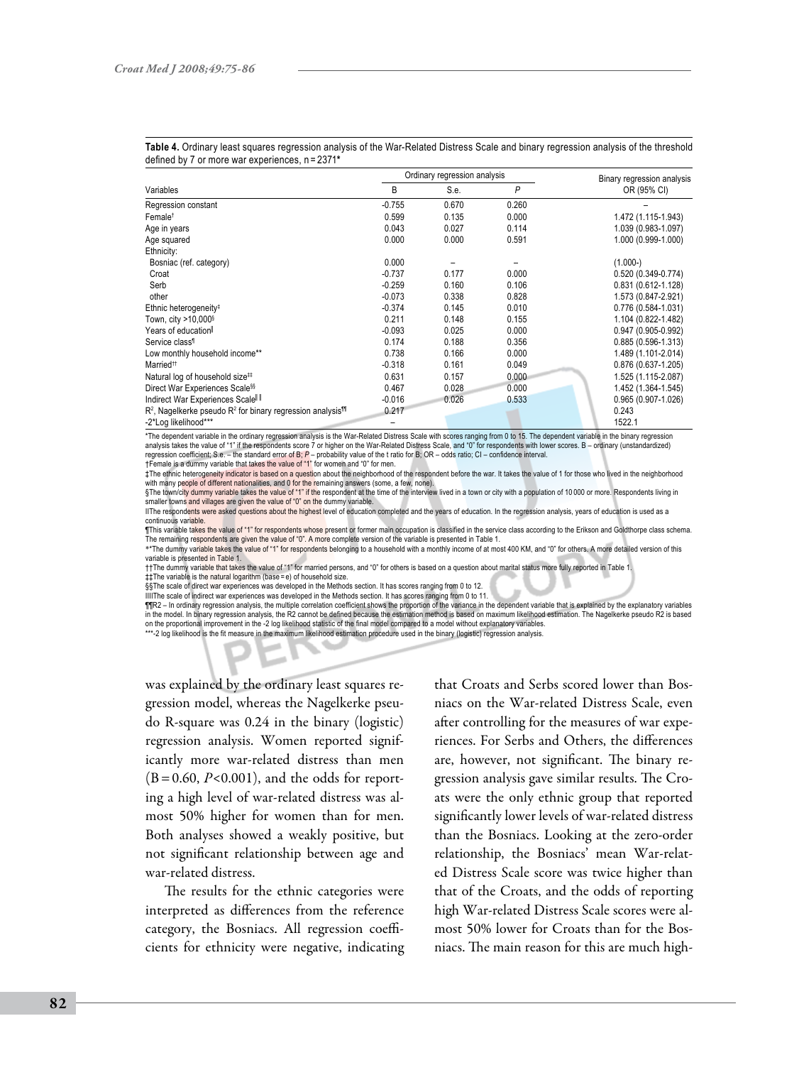**Table 4.** Ordinary least squares regression analysis of the War-Related Distress Scale and binary regression analysis of the threshold defined by 7 or more war experiences, n = 2371*

| Variables | Ordinary regression analysis | | | Binary regression analysis |
|---|---|---|---|---|
| | B | S.e. | *P* | OR (95% CI) |
| Regression constant | -0.755 | 0.670 | 0.260 | – |
| Female† | 0.599 | 0.135 | 0.000 | 1.472 (1.115-1.943) |
| Age in years | 0.043 | 0.027 | 0.114 | 1.039 (0.983-1.097) |
| Age squared | 0.000 | 0.000 | 0.591 | 1.000 (0.999-1.000) |
| Ethnicity: | | | | |
| Bosniac (ref. category) | 0.000 | – | – | (1.000-) |
| Croat | -0.737 | 0.177 | 0.000 | 0.520 (0.349-0.774) |
| Serb | -0.259 | 0.160 | 0.106 | 0.831 (0.612-1.128) |
| other | -0.073 | 0.338 | 0.828 | 1.573 (0.847-2.921) |
| Ethnic heterogeneity‡ | -0.374 | 0.145 | 0.010 | 0.776 (0.584-1.031) |
| Town, city >10,000§ | 0.211 | 0.148 | 0.155 | 1.104 (0.822-1.482) |
| Years of education‖ | -0.093 | 0.025 | 0.000 | 0.947 (0.905-0.992) |
| Service class¶ | 0.174 | 0.188 | 0.356 | 0.885 (0.596-1.313) |
| Low monthly household income** | 0.738 | 0.166 | 0.000 | 1.489 (1.101-2.014) |
| Married†† | -0.318 | 0.161 | 0.049 | 0.876 (0.637-1.205) |
| Natural log of household size‡‡ | 0.631 | 0.157 | 0.000 | 1.525 (1.115-2.087) |
| Direct War Experiences Scale§§ | 0.467 | 0.028 | 0.000 | 1.452 (1.364-1.545) |
| Indirect War Experiences Scale‖‖ | -0.016 | 0.026 | 0.533 | 0.965 (0.907-1.026) |
| $R^2$, Nagelkerke pseudo $R^2$ for binary regression analysis¶¶ | 0.217 | | | 0.243 |
| -2*Log likelihood*** | – | | | 1522.1 |

*The dependent variable in the ordinary regression analysis is the War-Related Distress Scale with scores ranging from 0 to 15. The dependent variable in the binary regression analysis takes the value of "1" if the respondents score 7 or higher on the War-Related Distress Scale, and "0" for respondents with lower scores. B – ordinary (unstandardized) regression coefficient; S.e. – the standard error of B; *P* – probability value of the t ratio for B; OR – odds ratio; CI – confidence interval.
†Female is a dummy variable that takes the value of "1" for women and "0" for men.
‡The ethnic heterogeneity indicator is based on a question about the neighborhood of the respondent before the war. It takes the value of 1 for those who lived in the neighborhood with many people of different nationalities, and 0 for the remaining answers (some, a few, none).
§The town/city dummy variable takes the value of "1" if the respondent at the time of the interview lived in a town or city with a population of 10 000 or more. Respondents living in smaller towns and villages are given the value of "0" on the dummy variable.
‖The respondents were asked questions about the highest level of education completed and the years of education. In the regression analysis, years of education is used as a continuous variable.
¶This variable takes the value of "1" for respondents whose present or former main occupation is classified in the service class according to the Erikson and Goldthorpe class schema. The remaining respondents are given the value of "0". A more complete version of the variable is presented in Table 1.
**The dummy variable takes the value of "1" for respondents belonging to a household with a monthly income of at most 400 KM, and "0" for others. A more detailed version of this variable is presented in Table 1.
††The dummy variable that takes the value of "1" for married persons, and "0" for others is based on a question about marital status more fully reported in Table 1.
‡‡The variable is the natural logarithm (base = e) of household size.
§§The scale of direct war experiences was developed in the Methods section. It has scores ranging from 0 to 12.
‖‖The scale of indirect war experiences was developed in the Methods section. It has scores ranging from 0 to 11.
¶¶R2 – In ordinary regression analysis, the multiple correlation coefficient shows the proportion of the variance in the dependent variable that is explained by the explanatory variables in the model. In binary regression analysis, the R2 cannot be defined because the estimation method is based on maximum likelihood estimation. The Nagelkerke pseudo R2 is based on the proportional improvement in the -2 log likelihood statistic of the final model compared to a model without explanatory variables.
***-2 log likelihood is the fit measure in the maximum likelihood estimation procedure used in the binary (logistic) regression analysis.

was explained by the ordinary least squares regression model, whereas the Nagelkerke pseudo R-square was 0.24 in the binary (logistic) regression analysis. Women reported significantly more war-related distress than men (B = 0.60, $P<0.001$), and the odds for reporting a high level of war-related distress was almost 50% higher for women than for men. Both analyses showed a weakly positive, but not significant relationship between age and war-related distress.

The results for the ethnic categories were interpreted as differences from the reference category, the Bosniacs. All regression coefficients for ethnicity were negative, indicating that Croats and Serbs scored lower than Bosniacs on the War-related Distress Scale, even after controlling for the measures of war experiences. For Serbs and Others, the differences are, however, not significant. The binary regression analysis gave similar results. The Croats were the only ethnic group that reported significantly lower levels of war-related distress than the Bosniacs. Looking at the zero-order relationship, the Bosniacs' mean War-related Distress Scale score was twice higher than that of the Croats, and the odds of reporting high War-related Distress Scale scores were almost 50% lower for Croats than for the Bosniacs. The main reason for this are much high-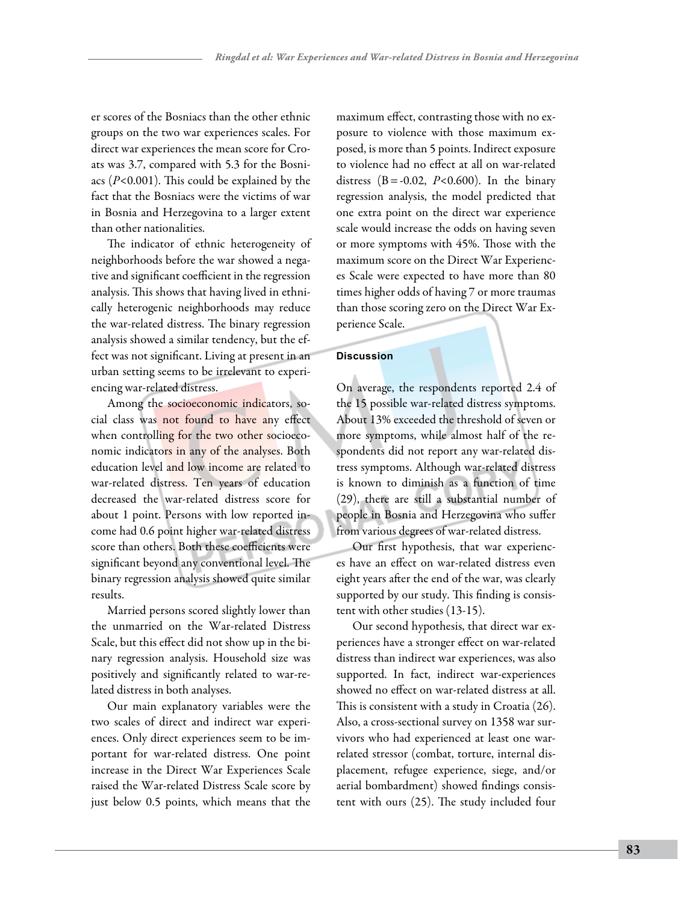er scores of the Bosniacs than the other ethnic groups on the two war experiences scales. For direct war experiences the mean score for Croats was 3.7, compared with 5.3 for the Bosniacs ($P<0.001$). This could be explained by the fact that the Bosniacs were the victims of war in Bosnia and Herzegovina to a larger extent than other nationalities.

The indicator of ethnic heterogeneity of neighborhoods before the war showed a negative and significant coefficient in the regression analysis. This shows that having lived in ethnically heterogenic neighborhoods may reduce the war-related distress. The binary regression analysis showed a similar tendency, but the effect was not significant. Living at present in an urban setting seems to be irrelevant to experiencing war-related distress.

Among the socioeconomic indicators, social class was not found to have any effect when controlling for the two other socioeconomic indicators in any of the analyses. Both education level and low income are related to war-related distress. Ten years of education decreased the war-related distress score for about 1 point. Persons with low reported income had 0.6 point higher war-related distress score than others. Both these coefficients were significant beyond any conventional level. The binary regression analysis showed quite similar results.

Married persons scored slightly lower than the unmarried on the War-related Distress Scale, but this effect did not show up in the binary regression analysis. Household size was positively and significantly related to war-related distress in both analyses.

Our main explanatory variables were the two scales of direct and indirect war experiences. Only direct experiences seem to be important for war-related distress. One point increase in the Direct War Experiences Scale raised the War-related Distress Scale score by just below 0.5 points, which means that the maximum effect, contrasting those with no exposure to violence with those maximum exposed, is more than 5 points. Indirect exposure to violence had no effect at all on war-related distress ($B = -0.02$, $P<0.600$). In the binary regression analysis, the model predicted that one extra point on the direct war experience scale would increase the odds on having seven or more symptoms with 45%. Those with the maximum score on the Direct War Experiences Scale were expected to have more than 80 times higher odds of having 7 or more traumas than those scoring zero on the Direct War Experience Scale.

## Discussion

On average, the respondents reported 2.4 of the 15 possible war-related distress symptoms. About 13% exceeded the threshold of seven or more symptoms, while almost half of the respondents did not report any war-related distress symptoms. Although war-related distress is known to diminish as a function of time (29), there are still a substantial number of people in Bosnia and Herzegovina who suffer from various degrees of war-related distress.

Our first hypothesis, that war experiences have an effect on war-related distress even eight years after the end of the war, was clearly supported by our study. This finding is consistent with other studies (13-15).

Our second hypothesis, that direct war experiences have a stronger effect on war-related distress than indirect war experiences, was also supported. In fact, indirect war-experiences showed no effect on war-related distress at all. This is consistent with a study in Croatia (26). Also, a cross-sectional survey on 1358 war survivors who had experienced at least one war-related stressor (combat, torture, internal displacement, refugee experience, siege, and/or aerial bombardment) showed findings consistent with ours (25). The study included four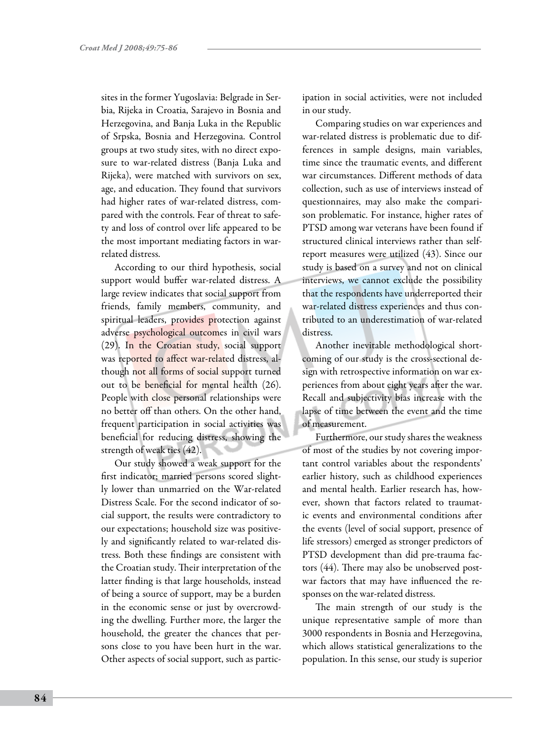sites in the former Yugoslavia: Belgrade in Serbia, Rijeka in Croatia, Sarajevo in Bosnia and Herzegovina, and Banja Luka in the Republic of Srpska, Bosnia and Herzegovina. Control groups at two study sites, with no direct exposure to war-related distress (Banja Luka and Rijeka), were matched with survivors on sex, age, and education. They found that survivors had higher rates of war-related distress, compared with the controls. Fear of threat to safety and loss of control over life appeared to be the most important mediating factors in war-related distress.

According to our third hypothesis, social support would buffer war-related distress. A large review indicates that social support from friends, family members, community, and spiritual leaders, provides protection against adverse psychological outcomes in civil wars (29). In the Croatian study, social support was reported to affect war-related distress, although not all forms of social support turned out to be beneficial for mental health (26). People with close personal relationships were no better off than others. On the other hand, frequent participation in social activities was beneficial for reducing distress, showing the strength of weak ties (42).

Our study showed a weak support for the first indicator; married persons scored slightly lower than unmarried on the War-related Distress Scale. For the second indicator of social support, the results were contradictory to our expectations; household size was positively and significantly related to war-related distress. Both these findings are consistent with the Croatian study. Their interpretation of the latter finding is that large households, instead of being a source of support, may be a burden in the economic sense or just by overcrowding the dwelling. Further more, the larger the household, the greater the chances that persons close to you have been hurt in the war. Other aspects of social support, such as participation in social activities, were not included in our study.

Comparing studies on war experiences and war-related distress is problematic due to differences in sample designs, main variables, time since the traumatic events, and different war circumstances. Different methods of data collection, such as use of interviews instead of questionnaires, may also make the comparison problematic. For instance, higher rates of PTSD among war veterans have been found if structured clinical interviews rather than self-report measures were utilized (43). Since our study is based on a survey and not on clinical interviews, we cannot exclude the possibility that the respondents have underreported their war-related distress experiences and thus contributed to an underestimation of war-related distress.

Another inevitable methodological shortcoming of our study is the cross-sectional design with retrospective information on war experiences from about eight years after the war. Recall and subjectivity bias increase with the lapse of time between the event and the time of measurement.

Furthermore, our study shares the weakness of most of the studies by not covering important control variables about the respondents' earlier history, such as childhood experiences and mental health. Earlier research has, however, shown that factors related to traumatic events and environmental conditions after the events (level of social support, presence of life stressors) emerged as stronger predictors of PTSD development than did pre-trauma factors (44). There may also be unobserved post-war factors that may have influenced the responses on the war-related distress.

The main strength of our study is the unique representative sample of more than 3000 respondents in Bosnia and Herzegovina, which allows statistical generalizations to the population. In this sense, our study is superior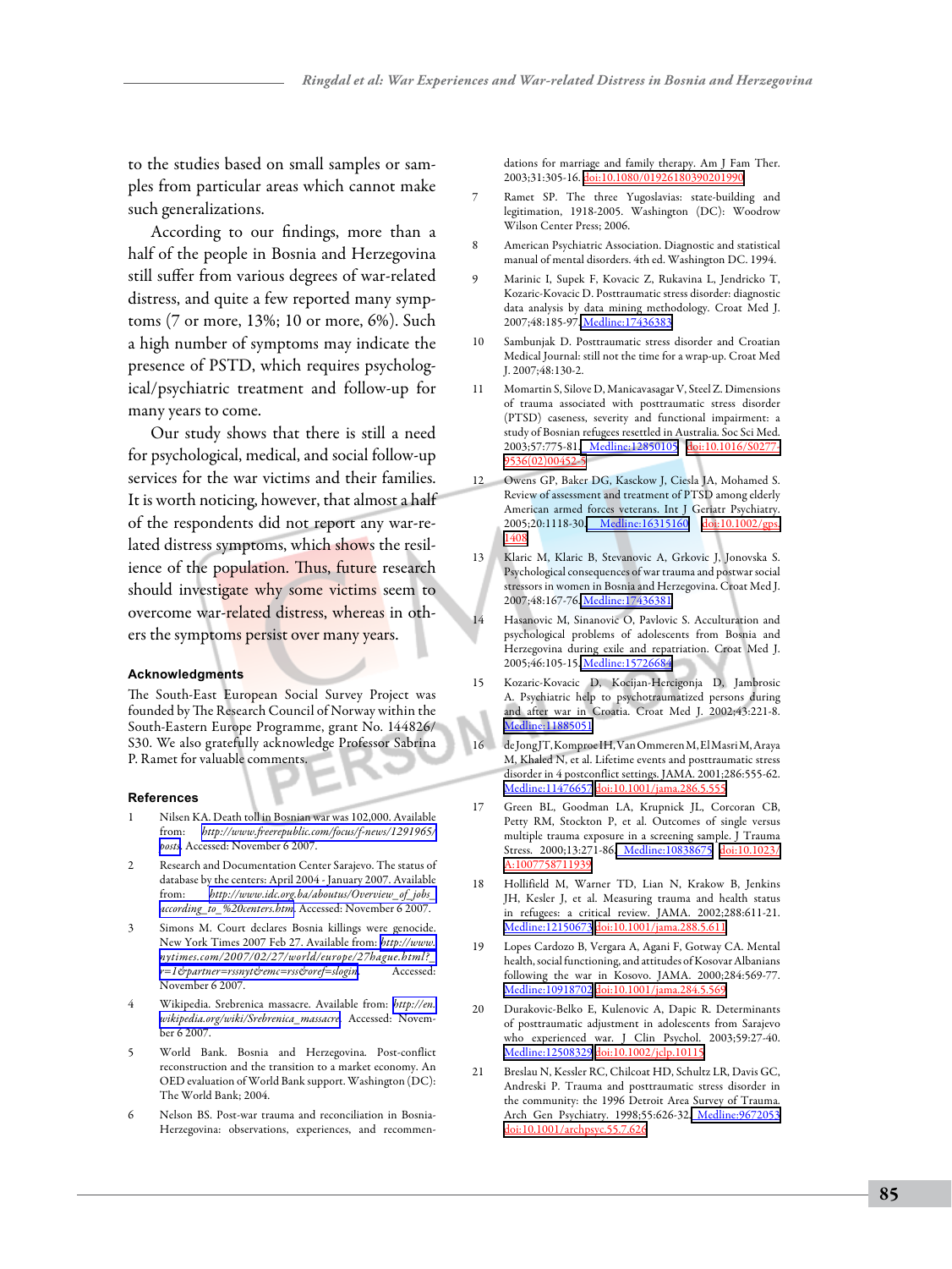to the studies based on small samples or samples from particular areas which cannot make such generalizations.

According to our findings, more than a half of the people in Bosnia and Herzegovina still suffer from various degrees of war-related distress, and quite a few reported many symptoms (7 or more, 13%; 10 or more, 6%). Such a high number of symptoms may indicate the presence of PSTD, which requires psychological/psychiatric treatment and follow-up for many years to come.

Our study shows that there is still a need for psychological, medical, and social follow-up services for the war victims and their families. It is worth noticing, however, that almost a half of the respondents did not report any war-related distress symptoms, which shows the resilience of the population. Thus, future research should investigate why some victims seem to overcome war-related distress, whereas in others the symptoms persist over many years.

## Acknowledgments

The South-East European Social Survey Project was founded by The Research Council of Norway within the South-Eastern Europe Programme, grant No. 144826/S30. We also gratefully acknowledge Professor Sabrina P. Ramet for valuable comments.

## References

1. Nilsen KA. Death toll in Bosnian war was 102,000. Available from: *http://www.freerepublic.com/focus/f-news/1291965/posts*. Accessed: November 6 2007.
2. Research and Documentation Center Sarajevo. The status of database by the centers: April 2004 - January 2007. Available from: *http://www.idc.org.ba/aboutus/Overview_of_jobs_according_to_%20centers.htm*. Accessed: November 6 2007.
3. Simons M. Court declares Bosnia killings were genocide. New York Times 2007 Feb 27. Available from: *http://www.nytimes.com/2007/02/27/world/europe/27hague.html?_r=1&partner=rssnyt&emc=rss&oref=slogin*. Accessed: November 6 2007.
4. Wikipedia. Srebrenica massacre. Available from: *http://en.wikipedia.org/wiki/Srebrenica_massacre*. Accessed: November 6 2007.
5. World Bank. Bosnia and Herzegovina. Post-conflict reconstruction and the transition to a market economy. An OED evaluation of World Bank support. Washington (DC): The World Bank; 2004.
6. Nelson BS. Post-war trauma and reconciliation in Bosnia-Herzegovina: observations, experiences, and recommendations for marriage and family therapy. Am J Fam Ther. 2003;31:305-16. doi:10.1080/01926180390201990
7. Ramet SP. The three Yugoslavias: state-building and legitimation, 1918-2005. Washington (DC): Woodrow Wilson Center Press; 2006.
8. American Psychiatric Association. Diagnostic and statistical manual of mental disorders. 4th ed. Washington DC. 1994.
9. Marinic I, Supek F, Kovacic Z, Rukavina L, Jendricko T, Kozaric-Kovacic D. Posttraumatic stress disorder: diagnostic data analysis by data mining methodology. Croat Med J. 2007;48:185-97. Medline:17436383
10. Sambunjak D. Posttraumatic stress disorder and Croatian Medical Journal: still not the time for a wrap-up. Croat Med J. 2007;48:130-2.
11. Momartin S, Silove D, Manicavasagar V, Steel Z. Dimensions of trauma associated with posttraumatic stress disorder (PTSD) caseness, severity and functional impairment: a study of Bosnian refugees resettled in Australia. Soc Sci Med. 2003;57:775-81. Medline:12850105 doi:10.1016/S0277-9536(02)00452-5
12. Owens GP, Baker DG, Kasckow J, Ciesla JA, Mohamed S. Review of assessment and treatment of PTSD among elderly American armed forces veterans. Int J Geriatr Psychiatry. 2005;20:1118-30. Medline:16315160 doi:10.1002/gps.1408
13. Klaric M, Klaric B, Stevanovic A, Grkovic J, Jonovska S. Psychological consequences of war trauma and postwar social stressors in women in Bosnia and Herzegovina. Croat Med J. 2007;48:167-76. Medline:17436381
14. Hasanovic M, Sinanovic O, Pavlovic S. Acculturation and psychological problems of adolescents from Bosnia and Herzegovina during exile and repatriation. Croat Med J. 2005;46:105-15. Medline:15726684
15. Kozaric-Kovacic D, Kocijan-Hercigonja D, Jambrosic A. Psychiatric help to psychotraumatized persons during and after war in Croatia. Croat Med J. 2002;43:221-8. Medline:11885051
16. de Jong JT, Komproe IH, Van Ommeren M, El Masri M, Araya M, Khaled N, et al. Lifetime events and posttraumatic stress disorder in 4 postconflict settings. JAMA. 2001;286:555-62. Medline:11476657 doi:10.1001/jama.286.5.555
17. Green BL, Goodman LA, Krupnick JL, Corcoran CB, Petty RM, Stockton P, et al. Outcomes of single versus multiple trauma exposure in a screening sample. J Trauma Stress. 2000;13:271-86. Medline:10838675 doi:10.1023/A:1007758711939
18. Hollifield M, Warner TD, Lian N, Krakow B, Jenkins JH, Kesler J, et al. Measuring trauma and health status in refugees: a critical review. JAMA. 2002;288:611-21. Medline:12150673 doi:10.1001/jama.288.5.611
19. Lopes Cardozo B, Vergara A, Agani F, Gotway CA. Mental health, social functioning, and attitudes of Kosovar Albanians following the war in Kosovo. JAMA. 2000;284:569-77. Medline:10918702 doi:10.1001/jama.284.5.569
20. Durakovic-Belko E, Kulenovic A, Dapic R. Determinants of posttraumatic adjustment in adolescents from Sarajevo who experienced war. J Clin Psychol. 2003;59:27-40. Medline:12508329 doi:10.1002/jclp.10115
21. Breslau N, Kessler RC, Chilcoat HD, Schultz LR, Davis GC, Andreski P. Trauma and posttraumatic stress disorder in the community: the 1996 Detroit Area Survey of Trauma. Arch Gen Psychiatry. 1998;55:626-32. Medline:9672053 doi:10.1001/archpsyc.55.7.626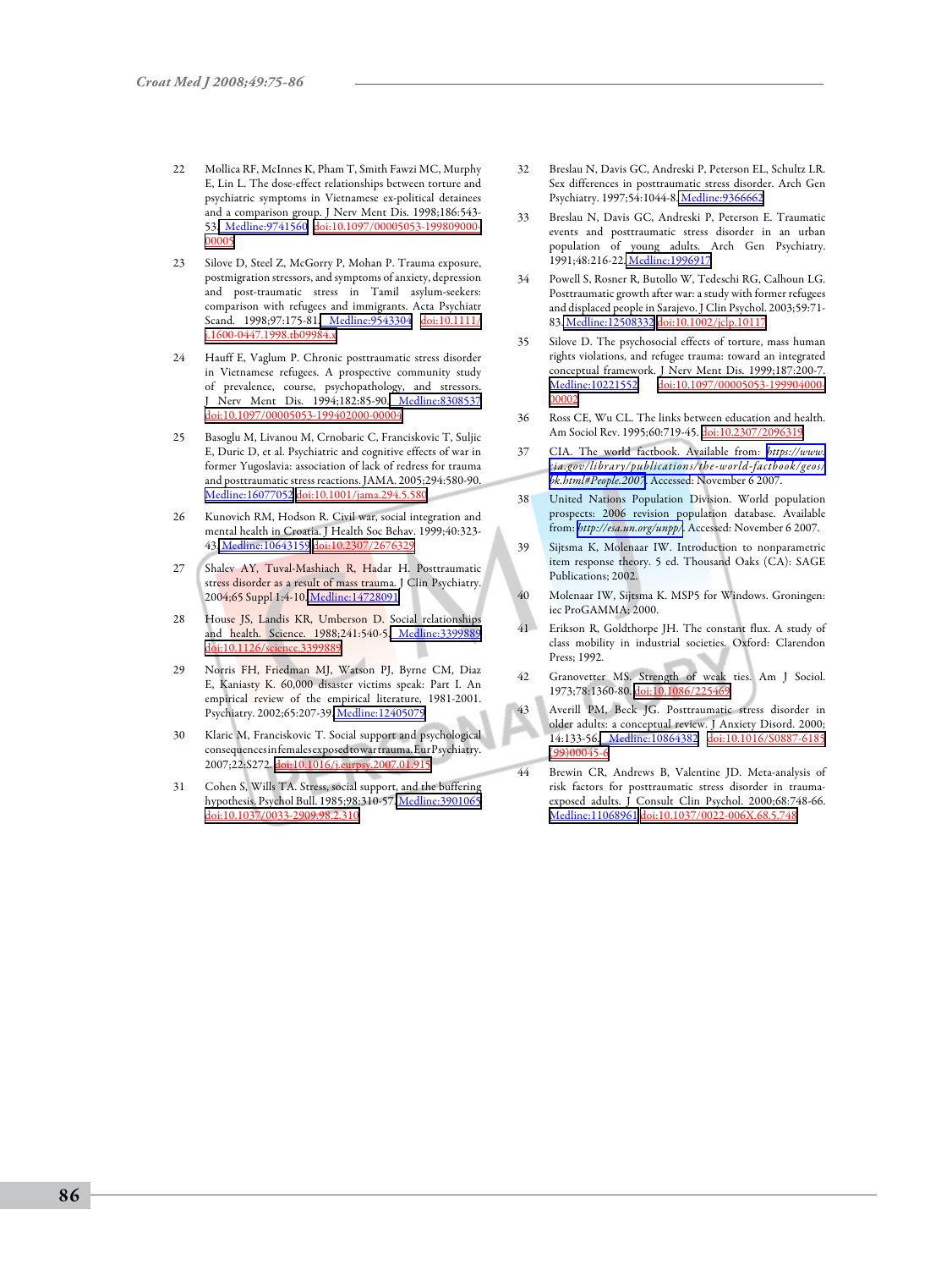22 Mollica RF, McInnes K, Pham T, Smith Fawzi MC, Murphy E, Lin L. The dose-effect relationships between torture and psychiatric symptoms in Vietnamese ex-political detainees and a comparison group. J Nerv Ment Dis. 1998;186:543-53. Medline:9741560 doi:10.1097/00005053-199809000-00005

23 Silove D, Steel Z, McGorry P, Mohan P. Trauma exposure, postmigration stressors, and symptoms of anxiety, depression and post-traumatic stress in Tamil asylum-seekers: comparison with refugees and immigrants. Acta Psychiatr Scand. 1998;97:175-81. Medline:9543304 doi:10.1111/j.1600-0447.1998.tb09984.x

24 Hauff E, Vaglum P. Chronic posttraumatic stress disorder in Vietnamese refugees. A prospective community study of prevalence, course, psychopathology, and stressors. J Nerv Ment Dis. 1994;182:85-90. Medline:8308537 doi:10.1097/00005053-199402000-00004

25 Basoglu M, Livanou M, Crnobaric C, Franciskovic T, Suljic E, Duric D, et al. Psychiatric and cognitive effects of war in former Yugoslavia: association of lack of redress for trauma and posttraumatic stress reactions. JAMA. 2005;294:580-90. Medline:16077052 doi:10.1001/jama.294.5.580

26 Kunovich RM, Hodson R. Civil war, social integration and mental health in Croatia. J Health Soc Behav. 1999;40:323-43. Medline:10643159 doi:10.2307/2676329

27 Shalev AY, Tuval-Mashiach R, Hadar H. Posttraumatic stress disorder as a result of mass trauma. J Clin Psychiatry. 2004;65 Suppl 1:4-10. Medline:14728091

28 House JS, Landis KR, Umberson D. Social relationships and health. Science. 1988;241:540-5. Medline:3399889 doi:10.1126/science.3399889

29 Norris FH, Friedman MJ, Watson PJ, Byrne CM, Diaz E, Kaniasty K. 60,000 disaster victims speak: Part I. An empirical review of the empirical literature, 1981-2001. Psychiatry. 2002;65:207-39. Medline:12405079

30 Klaric M, Franciskovic T. Social support and psychological consequences in females exposed to war trauma. Eur Psychiatry. 2007;22:S272. doi:10.1016/j.eurpsy.2007.01.915

31 Cohen S, Wills TA. Stress, social support, and the buffering hypothesis. Psychol Bull. 1985;98:310-57. Medline:3901065 doi:10.1037/0033-2909.98.2.310

32 Breslau N, Davis GC, Andreski P, Peterson EL, Schultz LR. Sex differences in posttraumatic stress disorder. Arch Gen Psychiatry. 1997;54:1044-8. Medline:9366662

33 Breslau N, Davis GC, Andreski P, Peterson E. Traumatic events and posttraumatic stress disorder in an urban population of young adults. Arch Gen Psychiatry. 1991;48:216-22. Medline:1996917

34 Powell S, Rosner R, Butollo W, Tedeschi RG, Calhoun LG. Posttraumatic growth after war: a study with former refugees and displaced people in Sarajevo. J Clin Psychol. 2003;59:71-83. Medline:12508332 doi:10.1002/jclp.10117

35 Silove D. The psychosocial effects of torture, mass human rights violations, and refugee trauma: toward an integrated conceptual framework. J Nerv Ment Dis. 1999;187:200-7. Medline:10221552 doi:10.1097/00005053-199904000-00002

36 Ross CE, Wu CL. The links between education and health. Am Sociol Rev. 1995;60:719-45. doi:10.2307/2096319

37 CIA. The world factbook. Available from: *https://www.cia.gov/library/publications/the-world-factbook/geos/bk.html#People.2007*. Accessed: November 6 2007.

38 United Nations Population Division. World population prospects: 2006 revision population database. Available from: *http://esa.un.org/unpp/*. Accessed: November 6 2007.

39 Sijtsma K, Molenaar IW. Introduction to nonparametric item response theory. 5 ed. Thousand Oaks (CA): SAGE Publications; 2002.

40 Molenaar IW, Sijtsma K. MSP5 for Windows. Groningen: iec ProGAMMA; 2000.

41 Erikson R, Goldthorpe JH. The constant flux. A study of class mobility in industrial societies. Oxford: Clarendon Press; 1992.

42 Granovetter MS. Strength of weak ties. Am J Sociol. 1973;78:1360-80. doi:10.1086/225469

43 Averill PM, Beck JG. Posttraumatic stress disorder in older adults: a conceptual review. J Anxiety Disord. 2000;14:133-56. Medline:10864382 doi:10.1016/S0887-6185(99)00045-6

44 Brewin CR, Andrews B, Valentine JD. Meta-analysis of risk factors for posttraumatic stress disorder in trauma-exposed adults. J Consult Clin Psychol. 2000;68:748-66. Medline:11068961 doi:10.1037/0022-006X.68.5.748